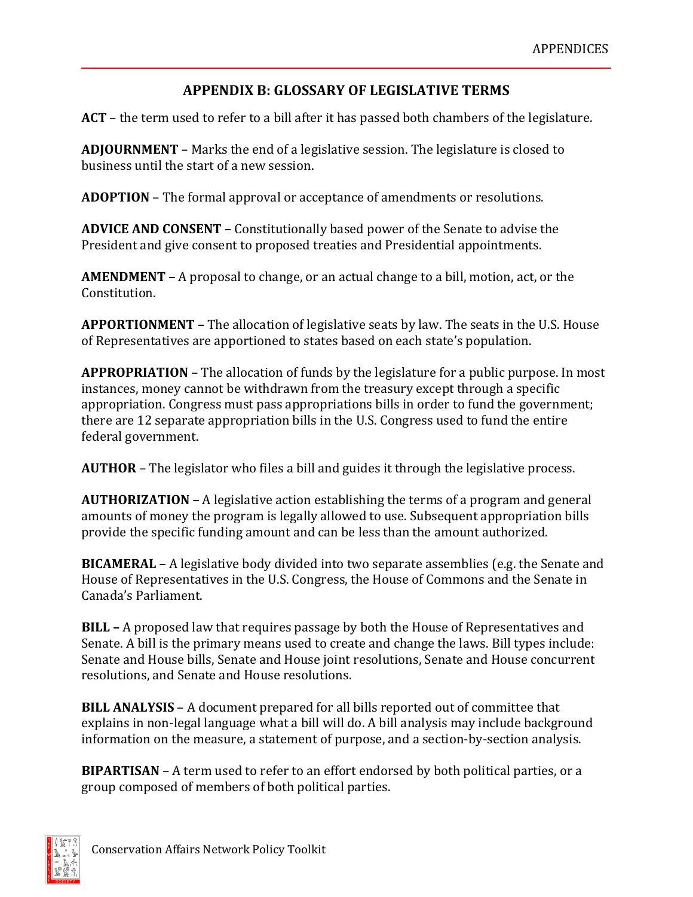## APPENDIX B: GLOSSARY OF LEGISLATIVE TERMS

**ACT** – the term used to refer to a bill after it has passed both chambers of the legislature.

**ADJOURNMENT** – Marks the end of a legislative session. The legislature is closed to business until the start of a new session.

**ADOPTION** – The formal approval or acceptance of amendments or resolutions.

**ADVICE AND CONSENT –** Constitutionally based power of the Senate to advise the President and give consent to proposed treaties and Presidential appointments.

**AMENDMENT –** A proposal to change, or an actual change to a bill, motion, act, or the Constitution.

**APPORTIONMENT –** The allocation of legislative seats by law. The seats in the U.S. House of Representatives are apportioned to states based on each state's population.

**APPROPRIATION** – The allocation of funds by the legislature for a public purpose. In most instances, money cannot be withdrawn from the treasury except through a specific appropriation. Congress must pass appropriations bills in order to fund the government; there are 12 separate appropriation bills in the U.S. Congress used to fund the entire federal government.

**AUTHOR** – The legislator who files a bill and guides it through the legislative process.

**AUTHORIZATION –** A legislative action establishing the terms of a program and general amounts of money the program is legally allowed to use. Subsequent appropriation bills provide the specific funding amount and can be less than the amount authorized.

**BICAMERAL –** A legislative body divided into two separate assemblies (e.g. the Senate and House of Representatives in the U.S. Congress, the House of Commons and the Senate in Canada's Parliament.

**BILL –** A proposed law that requires passage by both the House of Representatives and Senate. A bill is the primary means used to create and change the laws. Bill types include: Senate and House bills, Senate and House joint resolutions, Senate and House concurrent resolutions, and Senate and House resolutions.

**BILL ANALYSIS** – A document prepared for all bills reported out of committee that explains in non-legal language what a bill will do. A bill analysis may include background information on the measure, a statement of purpose, and a section-by-section analysis.

**BIPARTISAN** – A term used to refer to an effort endorsed by both political parties, or a group composed of members of both political parties.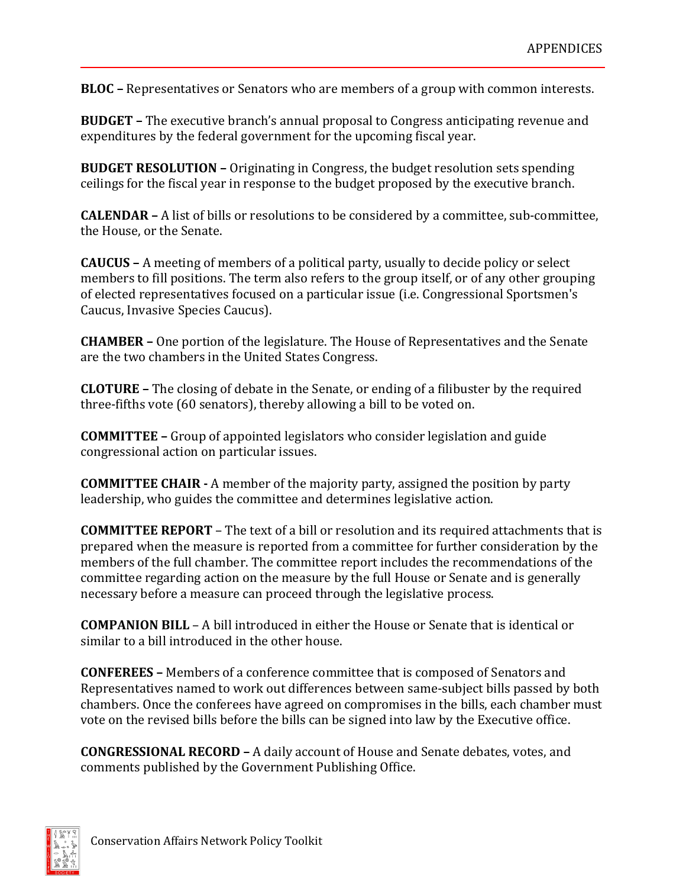**BLOC –** Representatives or Senators who are members of a group with common interests.

**BUDGET –** The executive branch's annual proposal to Congress anticipating revenue and expenditures by the federal government for the upcoming fiscal year.

**BUDGET RESOLUTION –** Originating in Congress, the budget resolution sets spending ceilings for the fiscal year in response to the budget proposed by the executive branch.

**CALENDAR –** A list of bills or resolutions to be considered by a committee, sub-committee, the House, or the Senate.

**CAUCUS –** A meeting of members of a political party, usually to decide policy or select members to fill positions. The term also refers to the group itself, or of any other grouping of elected representatives focused on a particular issue (i.e. Congressional Sportsmen's Caucus, Invasive Species Caucus).

**CHAMBER –** One portion of the legislature. The House of Representatives and the Senate are the two chambers in the United States Congress.

**CLOTURE –** The closing of debate in the Senate, or ending of a filibuster by the required three-fifths vote (60 senators), thereby allowing a bill to be voted on.

**COMMITTEE –** Group of appointed legislators who consider legislation and guide congressional action on particular issues.

**COMMITTEE CHAIR -** A member of the majority party, assigned the position by party leadership, who guides the committee and determines legislative action.

**COMMITTEE REPORT** – The text of a bill or resolution and its required attachments that is prepared when the measure is reported from a committee for further consideration by the members of the full chamber. The committee report includes the recommendations of the committee regarding action on the measure by the full House or Senate and is generally necessary before a measure can proceed through the legislative process.

**COMPANION BILL** – A bill introduced in either the House or Senate that is identical or similar to a bill introduced in the other house.

**CONFEREES –** Members of a conference committee that is composed of Senators and Representatives named to work out differences between same-subject bills passed by both chambers. Once the conferees have agreed on compromises in the bills, each chamber must vote on the revised bills before the bills can be signed into law by the Executive office.

**CONGRESSIONAL RECORD –** A daily account of House and Senate debates, votes, and comments published by the Government Publishing Office.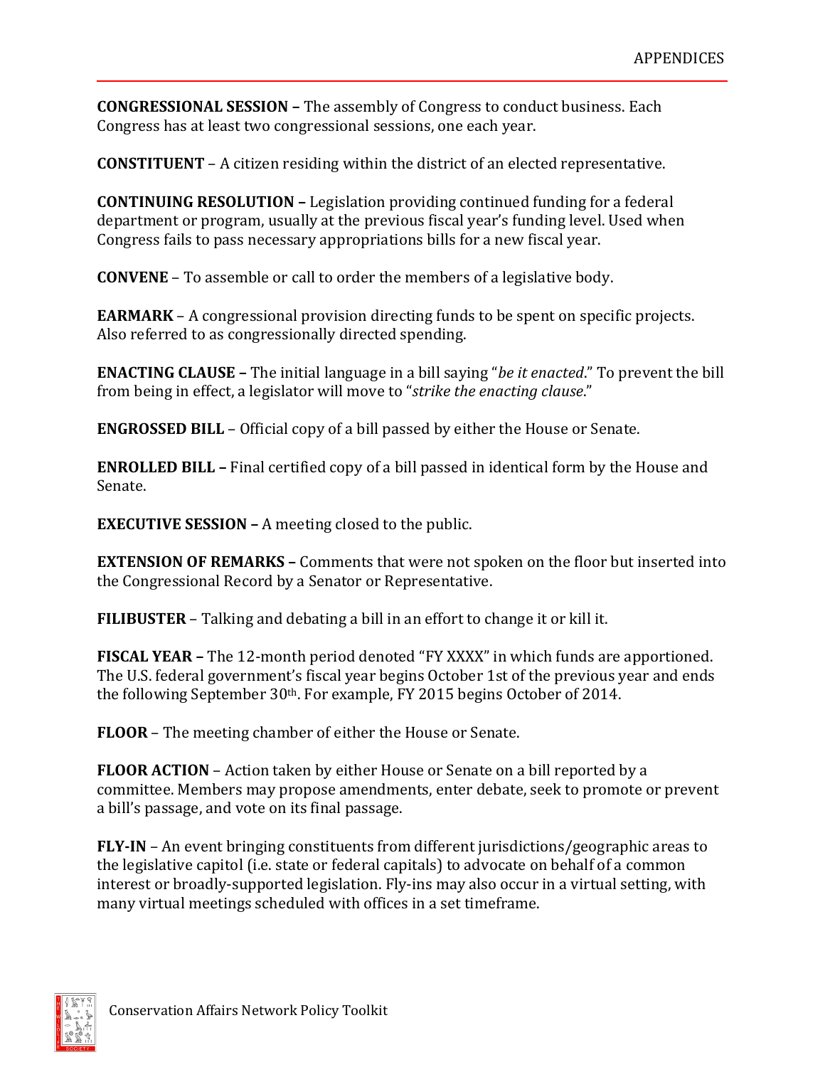**CONGRESSIONAL SESSION –** The assembly of Congress to conduct business. Each Congress has at least two congressional sessions, one each year.

**CONSTITUENT** – A citizen residing within the district of an elected representative.

**CONTINUING RESOLUTION –** Legislation providing continued funding for a federal department or program, usually at the previous fiscal year's funding level. Used when Congress fails to pass necessary appropriations bills for a new fiscal year.

**CONVENE** – To assemble or call to order the members of a legislative body.

**EARMARK** – A congressional provision directing funds to be spent on specific projects. Also referred to as congressionally directed spending.

**ENACTING CLAUSE –** The initial language in a bill saying "*be it enacted*." To prevent the bill from being in effect, a legislator will move to "*strike the enacting clause*."

**ENGROSSED BILL** – Official copy of a bill passed by either the House or Senate.

**ENROLLED BILL –** Final certified copy of a bill passed in identical form by the House and Senate.

**EXECUTIVE SESSION –** A meeting closed to the public.

**EXTENSION OF REMARKS –** Comments that were not spoken on the floor but inserted into the Congressional Record by a Senator or Representative.

**FILIBUSTER** – Talking and debating a bill in an effort to change it or kill it.

**FISCAL YEAR –** The 12-month period denoted "FY XXXX" in which funds are apportioned. The U.S. federal government's fiscal year begins October 1st of the previous year and ends the following September 30th. For example, FY 2015 begins October of 2014.

**FLOOR** – The meeting chamber of either the House or Senate.

**FLOOR ACTION** – Action taken by either House or Senate on a bill reported by a committee. Members may propose amendments, enter debate, seek to promote or prevent a bill's passage, and vote on its final passage.

**FLY-IN** – An event bringing constituents from different jurisdictions/geographic areas to the legislative capitol (i.e. state or federal capitals) to advocate on behalf of a common interest or broadly-supported legislation. Fly-ins may also occur in a virtual setting, with many virtual meetings scheduled with offices in a set timeframe.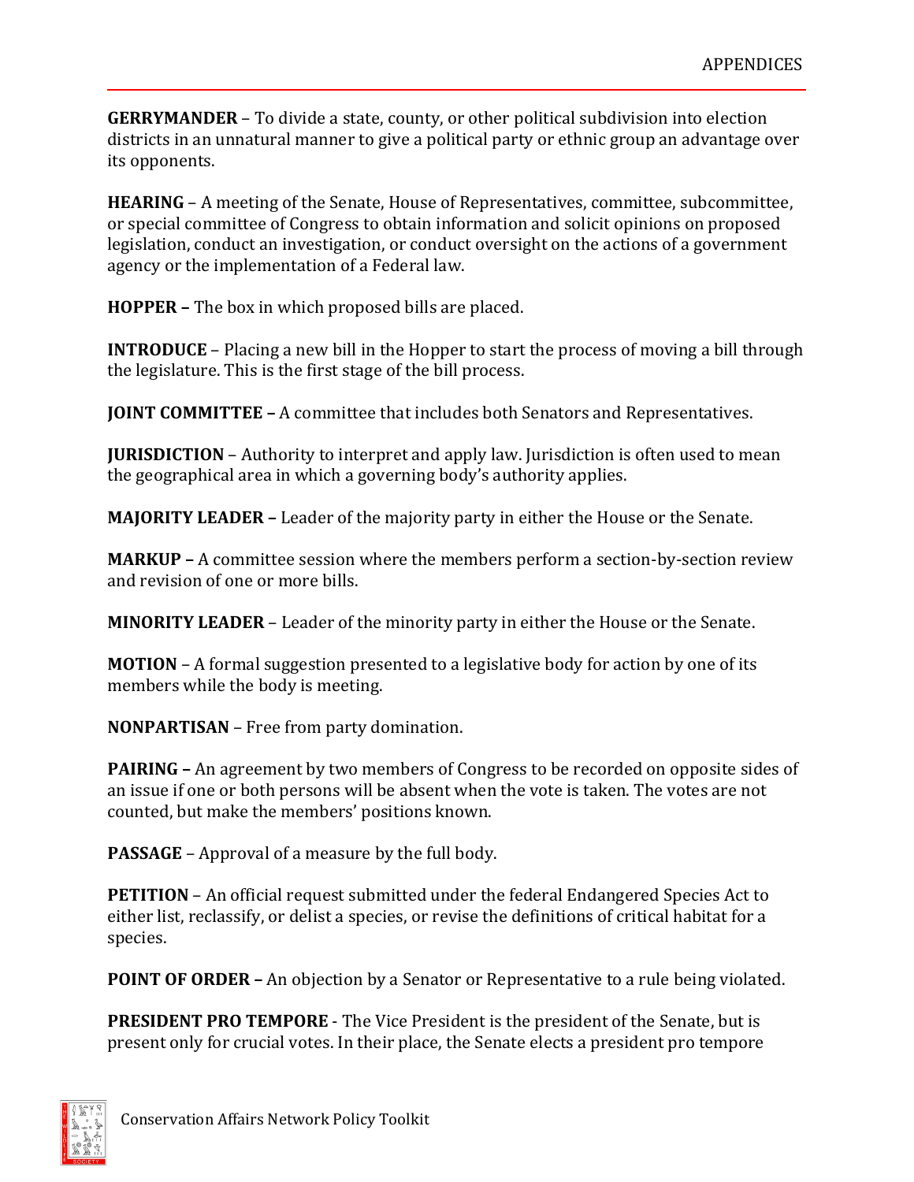**GERRYMANDER** – To divide a state, county, or other political subdivision into election districts in an unnatural manner to give a political party or ethnic group an advantage over its opponents.

**HEARING** – A meeting of the Senate, House of Representatives, committee, subcommittee, or special committee of Congress to obtain information and solicit opinions on proposed legislation, conduct an investigation, or conduct oversight on the actions of a government agency or the implementation of a Federal law.

**HOPPER –** The box in which proposed bills are placed.

**INTRODUCE** – Placing a new bill in the Hopper to start the process of moving a bill through the legislature. This is the first stage of the bill process.

**JOINT COMMITTEE –** A committee that includes both Senators and Representatives.

**JURISDICTION** – Authority to interpret and apply law. Jurisdiction is often used to mean the geographical area in which a governing body's authority applies.

**MAJORITY LEADER –** Leader of the majority party in either the House or the Senate.

**MARKUP –** A committee session where the members perform a section-by-section review and revision of one or more bills.

**MINORITY LEADER** – Leader of the minority party in either the House or the Senate.

**MOTION** – A formal suggestion presented to a legislative body for action by one of its members while the body is meeting.

**NONPARTISAN** – Free from party domination.

**PAIRING –** An agreement by two members of Congress to be recorded on opposite sides of an issue if one or both persons will be absent when the vote is taken. The votes are not counted, but make the members' positions known.

**PASSAGE** – Approval of a measure by the full body.

**PETITION** – An official request submitted under the federal Endangered Species Act to either list, reclassify, or delist a species, or revise the definitions of critical habitat for a species.

**POINT OF ORDER –** An objection by a Senator or Representative to a rule being violated.

**PRESIDENT PRO TEMPORE** - The Vice President is the president of the Senate, but is present only for crucial votes. In their place, the Senate elects a president pro tempore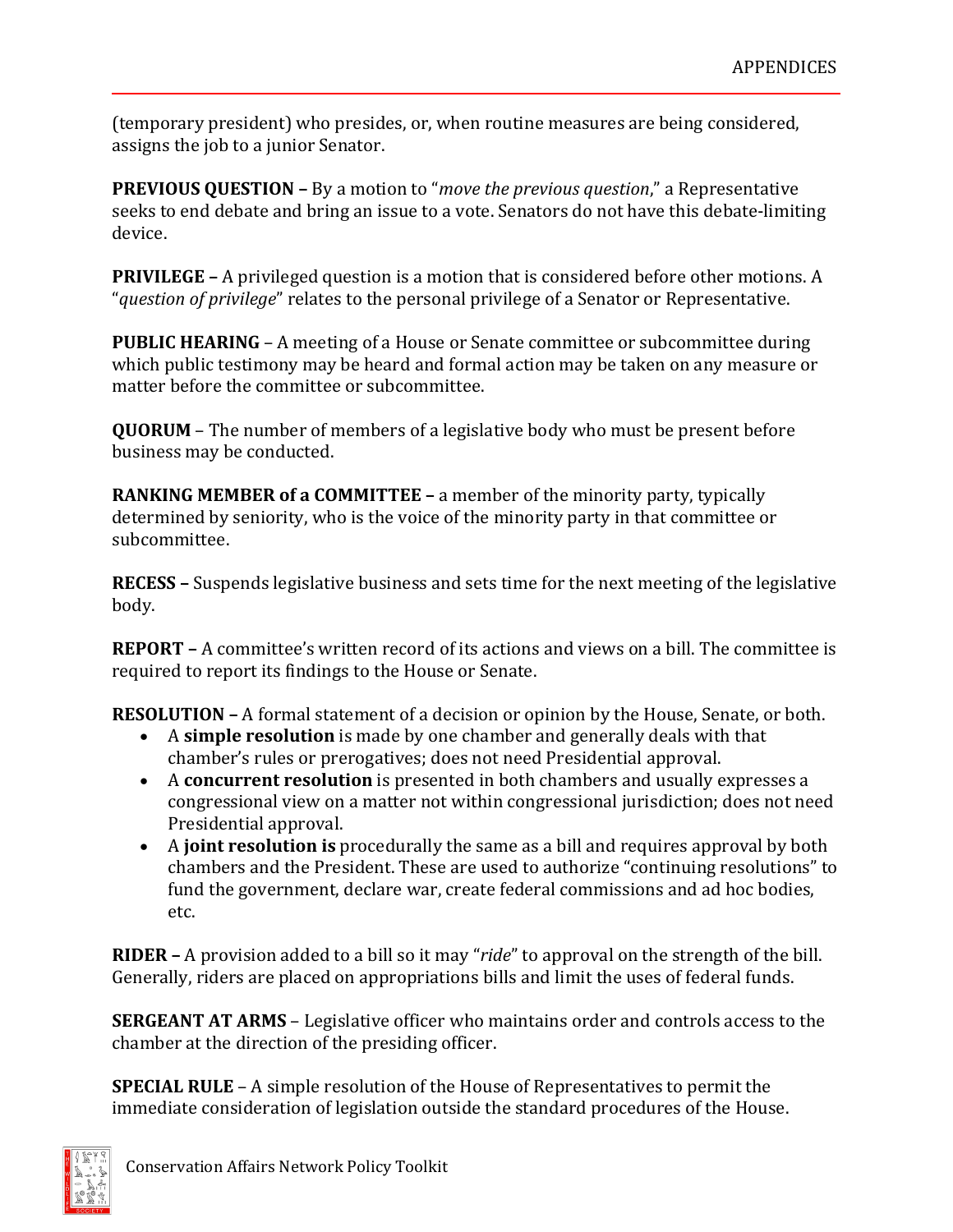(temporary president) who presides, or, when routine measures are being considered, assigns the job to a junior Senator.

**PREVIOUS QUESTION –** By a motion to "*move the previous question*," a Representative seeks to end debate and bring an issue to a vote. Senators do not have this debate-limiting device.

**PRIVILEGE –** A privileged question is a motion that is considered before other motions. A "*question of privilege*" relates to the personal privilege of a Senator or Representative.

**PUBLIC HEARING** – A meeting of a House or Senate committee or subcommittee during which public testimony may be heard and formal action may be taken on any measure or matter before the committee or subcommittee.

**QUORUM** – The number of members of a legislative body who must be present before business may be conducted.

**RANKING MEMBER of a COMMITTEE –** a member of the minority party, typically determined by seniority, who is the voice of the minority party in that committee or subcommittee.

**RECESS –** Suspends legislative business and sets time for the next meeting of the legislative body.

**REPORT –** A committee's written record of its actions and views on a bill. The committee is required to report its findings to the House or Senate.

**RESOLUTION –** A formal statement of a decision or opinion by the House, Senate, or both.

- A **simple resolution** is made by one chamber and generally deals with that chamber's rules or prerogatives; does not need Presidential approval.
- A **concurrent resolution** is presented in both chambers and usually expresses a congressional view on a matter not within congressional jurisdiction; does not need Presidential approval.
- A **joint resolution is** procedurally the same as a bill and requires approval by both chambers and the President. These are used to authorize "continuing resolutions" to fund the government, declare war, create federal commissions and ad hoc bodies, etc.

**RIDER –** A provision added to a bill so it may "*ride*" to approval on the strength of the bill. Generally, riders are placed on appropriations bills and limit the uses of federal funds.

**SERGEANT AT ARMS** – Legislative officer who maintains order and controls access to the chamber at the direction of the presiding officer.

**SPECIAL RULE** – A simple resolution of the House of Representatives to permit the immediate consideration of legislation outside the standard procedures of the House.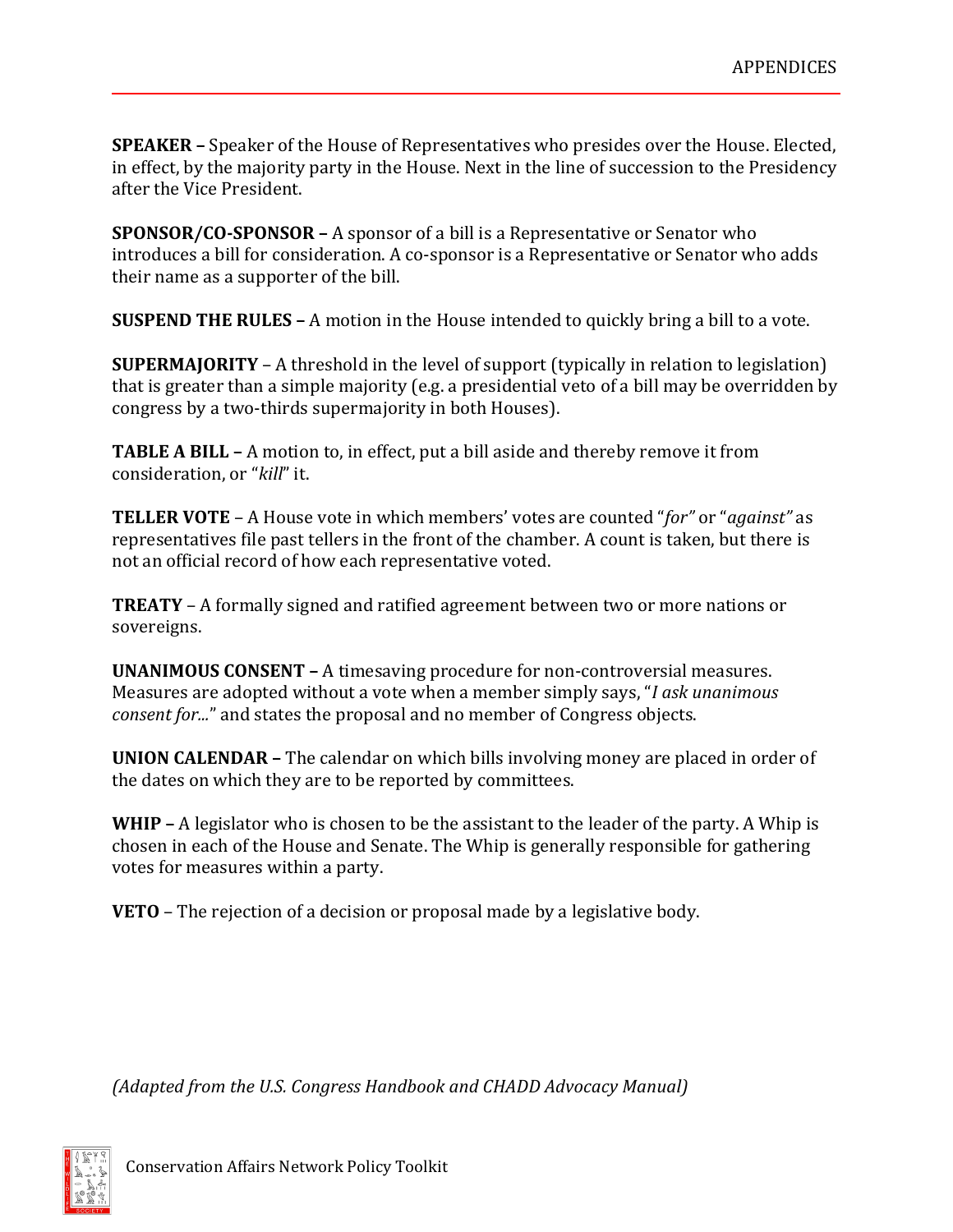**SPEAKER –** Speaker of the House of Representatives who presides over the House. Elected, in effect, by the majority party in the House. Next in the line of succession to the Presidency after the Vice President.

**SPONSOR/CO-SPONSOR –** A sponsor of a bill is a Representative or Senator who introduces a bill for consideration. A co-sponsor is a Representative or Senator who adds their name as a supporter of the bill.

**SUSPEND THE RULES –** A motion in the House intended to quickly bring a bill to a vote.

**SUPERMAJORITY** – A threshold in the level of support (typically in relation to legislation) that is greater than a simple majority (e.g. a presidential veto of a bill may be overridden by congress by a two-thirds supermajority in both Houses).

**TABLE A BILL –** A motion to, in effect, put a bill aside and thereby remove it from consideration, or "*kill*" it.

**TELLER VOTE** – A House vote in which members' votes are counted "*for"* or "*against"* as representatives file past tellers in the front of the chamber. A count is taken, but there is not an official record of how each representative voted.

**TREATY** – A formally signed and ratified agreement between two or more nations or sovereigns.

**UNANIMOUS CONSENT –** A timesaving procedure for non-controversial measures. Measures are adopted without a vote when a member simply says, "*I ask unanimous consent for...*" and states the proposal and no member of Congress objects.

**UNION CALENDAR –** The calendar on which bills involving money are placed in order of the dates on which they are to be reported by committees.

**WHIP –** A legislator who is chosen to be the assistant to the leader of the party. A Whip is chosen in each of the House and Senate. The Whip is generally responsible for gathering votes for measures within a party.

**VETO** – The rejection of a decision or proposal made by a legislative body.

*(Adapted from the U.S. Congress Handbook and CHADD Advocacy Manual)*